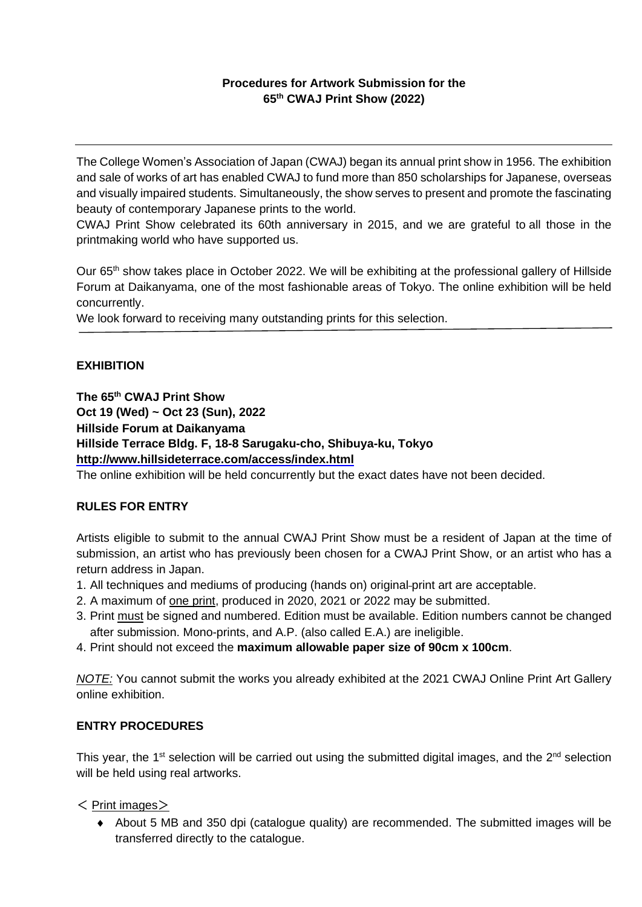**Procedures for Artwork Submission for the 65th CWAJ Print Show (2022)**

---

The College Women's Association of Japan (CWAJ) began its annual print show in 1956. The exhibition and sale of works of art has enabled CWAJ to fund more than 850 scholarships for Japanese, overseas and visually impaired students. Simultaneously, the show serves to present and promote the fascinating beauty of contemporary Japanese prints to the world.

CWAJ Print Show celebrated its 60th anniversary in 2015, and we are grateful to all those in the printmaking world who have supported us.

Our 65th show takes place in October 2022. We will be exhibiting at the professional gallery of Hillside Forum at Daikanyama, one of the most fashionable areas of Tokyo. The online exhibition will be held concurrently.

We look forward to receiving many outstanding prints for this selection.

---

**EXHIBITION**

**The 65th CWAJ Print Show**
**Oct 19 (Wed) ~ Oct 23 (Sun), 2022**
**Hillside Forum at Daikanyama**
**Hillside Terrace Bldg. F, 18-8 Sarugaku-cho, Shibuya-ku, Tokyo**
**http://www.hillsideterrace.com/access/index.html**

The online exhibition will be held concurrently but the exact dates have not been decided.

**RULES FOR ENTRY**

Artists eligible to submit to the annual CWAJ Print Show must be a resident of Japan at the time of submission, an artist who has previously been chosen for a CWAJ Print Show, or an artist who has a return address in Japan.

1. All techniques and mediums of producing (hands on) original-print art are acceptable.
2. A maximum of one print, produced in 2020, 2021 or 2022 may be submitted.
3. Print must be signed and numbered. Edition must be available. Edition numbers cannot be changed after submission. Mono-prints, and A.P. (also called E.A.) are ineligible.
4. Print should not exceed the **maximum allowable paper size of 90cm x 100cm**.

*NOTE:* You cannot submit the works you already exhibited at the 2021 CWAJ Online Print Art Gallery online exhibition.

**ENTRY PROCEDURES**

This year, the 1st selection will be carried out using the submitted digital images, and the 2nd selection will be held using real artworks.

＜Print images＞

- About 5 MB and 350 dpi (catalogue quality) are recommended. The submitted images will be transferred directly to the catalogue.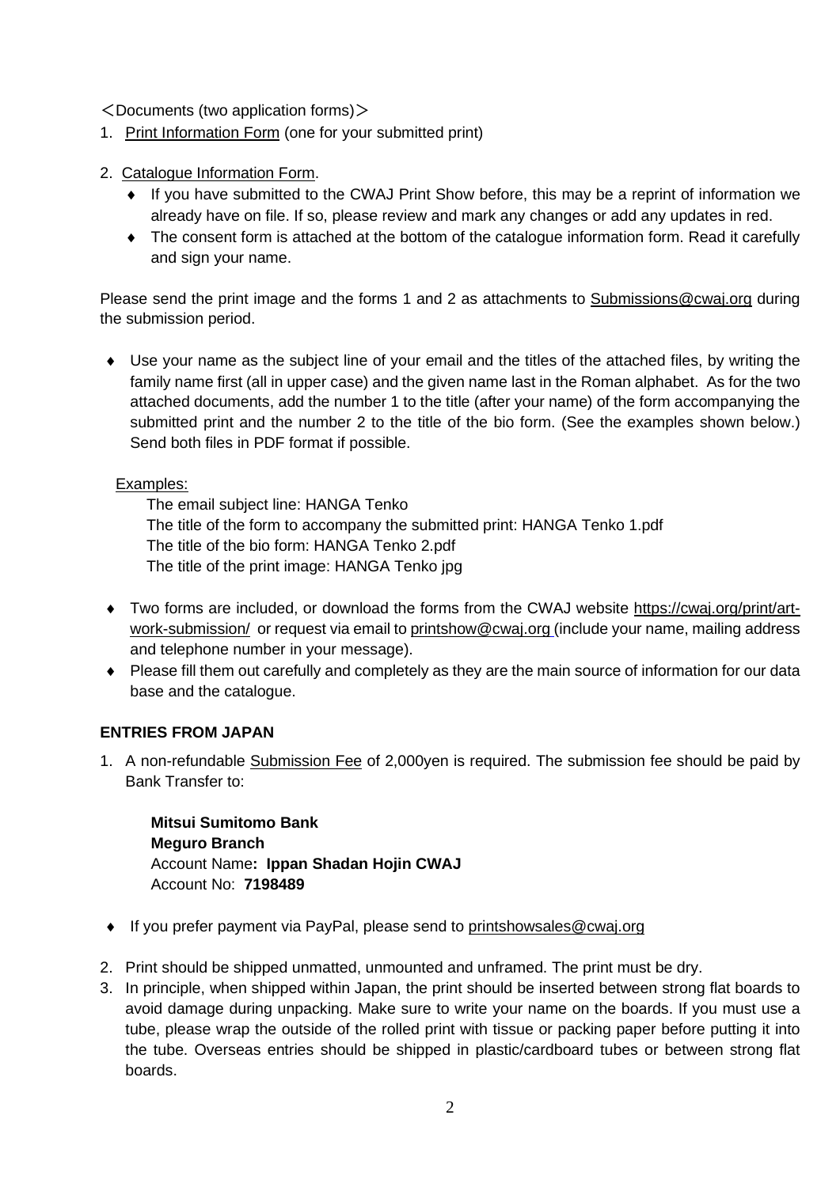＜Documents (two application forms)＞

1. Print Information Form (one for your submitted print)

2. Catalogue Information Form.
   - If you have submitted to the CWAJ Print Show before, this may be a reprint of information we already have on file. If so, please review and mark any changes or add any updates in red.
   - The consent form is attached at the bottom of the catalogue information form. Read it carefully and sign your name.

Please send the print image and the forms 1 and 2 as attachments to Submissions@cwaj.org during the submission period.

- Use your name as the subject line of your email and the titles of the attached files, by writing the family name first (all in upper case) and the given name last in the Roman alphabet. As for the two attached documents, add the number 1 to the title (after your name) of the form accompanying the submitted print and the number 2 to the title of the bio form. (See the examples shown below.) Send both files in PDF format if possible.

  Examples:

  The email subject line: HANGA Tenko
  The title of the form to accompany the submitted print: HANGA Tenko 1.pdf
  The title of the bio form: HANGA Tenko 2.pdf
  The title of the print image: HANGA Tenko jpg

- Two forms are included, or download the forms from the CWAJ website https://cwaj.org/print/art-work-submission/ or request via email to printshow@cwaj.org (include your name, mailing address and telephone number in your message).
- Please fill them out carefully and completely as they are the main source of information for our data base and the catalogue.

**ENTRIES FROM JAPAN**

1. A non-refundable Submission Fee of 2,000yen is required. The submission fee should be paid by Bank Transfer to:

   **Mitsui Sumitomo Bank**
   **Meguro Branch**
   Account Name**: Ippan Shadan Hojin CWAJ**
   Account No: **7198489**

- If you prefer payment via PayPal, please send to printshowsales@cwaj.org

2. Print should be shipped unmatted, unmounted and unframed. The print must be dry.
3. In principle, when shipped within Japan, the print should be inserted between strong flat boards to avoid damage during unpacking. Make sure to write your name on the boards. If you must use a tube, please wrap the outside of the rolled print with tissue or packing paper before putting it into the tube. Overseas entries should be shipped in plastic/cardboard tubes or between strong flat boards.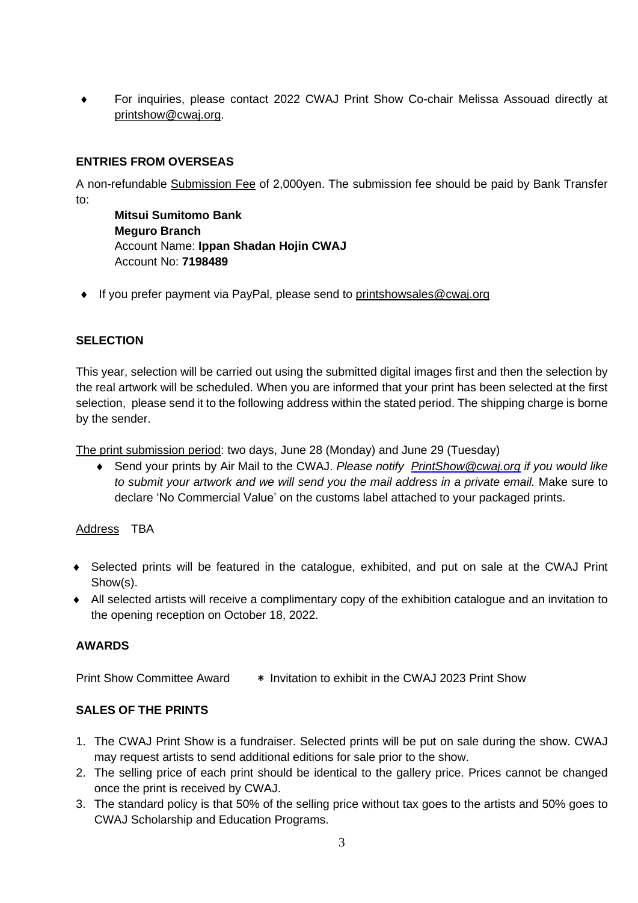- For inquiries, please contact 2022 CWAJ Print Show Co-chair Melissa Assouad directly at printshow@cwaj.org.

## ENTRIES FROM OVERSEAS

A non-refundable Submission Fee of 2,000yen. The submission fee should be paid by Bank Transfer to:

**Mitsui Sumitomo Bank**
**Meguro Branch**
Account Name: **Ippan Shadan Hojin CWAJ**
Account No: **7198489**

- If you prefer payment via PayPal, please send to printshowsales@cwaj.org

## SELECTION

This year, selection will be carried out using the submitted digital images first and then the selection by the real artwork will be scheduled. When you are informed that your print has been selected at the first selection, please send it to the following address within the stated period. The shipping charge is borne by the sender.

The print submission period: two days, June 28 (Monday) and June 29 (Tuesday)

- Send your prints by Air Mail to the CWAJ. *Please notify PrintShow@cwaj.org if you would like to submit your artwork and we will send you the mail address in a private email.* Make sure to declare 'No Commercial Value' on the customs label attached to your packaged prints.

Address TBA

- Selected prints will be featured in the catalogue, exhibited, and put on sale at the CWAJ Print Show(s).
- All selected artists will receive a complimentary copy of the exhibition catalogue and an invitation to the opening reception on October 18, 2022.

## AWARDS

Print Show Committee Award * Invitation to exhibit in the CWAJ 2023 Print Show

## SALES OF THE PRINTS

1. The CWAJ Print Show is a fundraiser. Selected prints will be put on sale during the show. CWAJ may request artists to send additional editions for sale prior to the show.
2. The selling price of each print should be identical to the gallery price. Prices cannot be changed once the print is received by CWAJ.
3. The standard policy is that 50% of the selling price without tax goes to the artists and 50% goes to CWAJ Scholarship and Education Programs.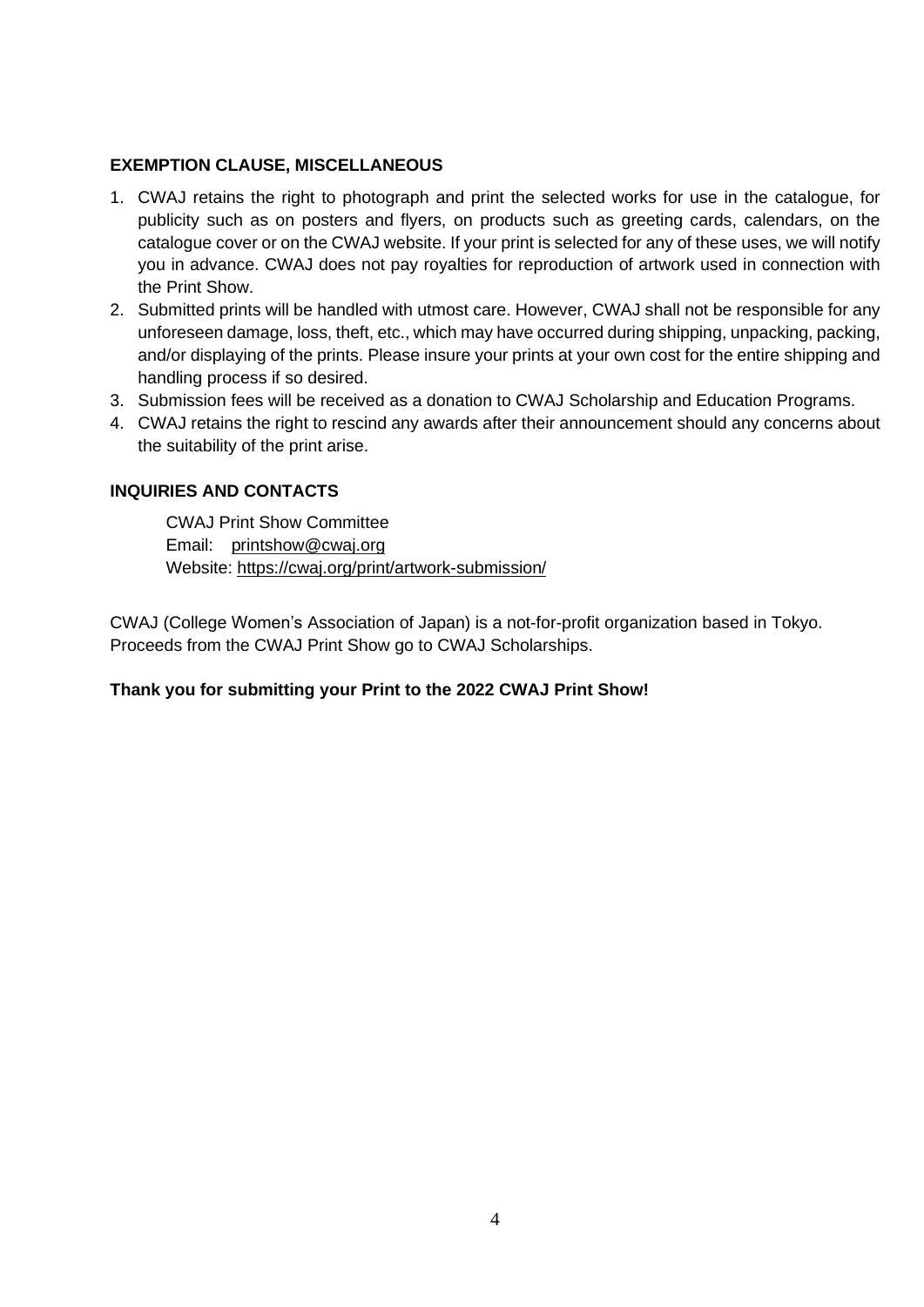## EXEMPTION CLAUSE, MISCELLANEOUS

1. CWAJ retains the right to photograph and print the selected works for use in the catalogue, for publicity such as on posters and flyers, on products such as greeting cards, calendars, on the catalogue cover or on the CWAJ website. If your print is selected for any of these uses, we will notify you in advance. CWAJ does not pay royalties for reproduction of artwork used in connection with the Print Show.
2. Submitted prints will be handled with utmost care. However, CWAJ shall not be responsible for any unforeseen damage, loss, theft, etc., which may have occurred during shipping, unpacking, packing, and/or displaying of the prints. Please insure your prints at your own cost for the entire shipping and handling process if so desired.
3. Submission fees will be received as a donation to CWAJ Scholarship and Education Programs.
4. CWAJ retains the right to rescind any awards after their announcement should any concerns about the suitability of the print arise.

## INQUIRIES AND CONTACTS

CWAJ Print Show Committee
Email: printshow@cwaj.org
Website: https://cwaj.org/print/artwork-submission/

CWAJ (College Women's Association of Japan) is a not-for-profit organization based in Tokyo. Proceeds from the CWAJ Print Show go to CWAJ Scholarships.

**Thank you for submitting your Print to the 2022 CWAJ Print Show!**